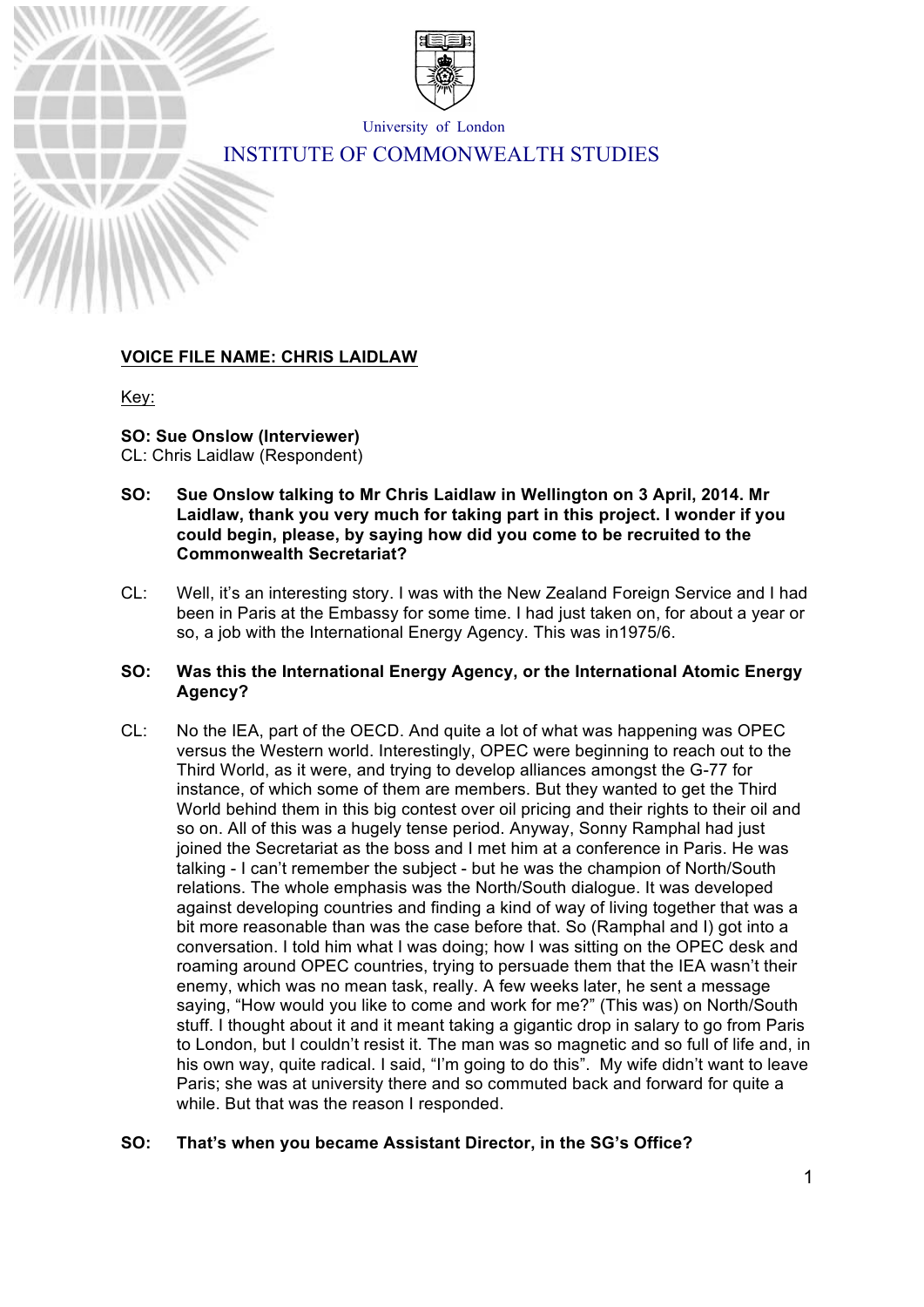University of London

# INSTITUTE OF COMMONWEALTH STUDIES

**VOICE FILE NAME: CHRIS LAIDLAW**

Key:

**SO: Sue Onslow (Interviewer)**
CL: Chris Laidlaw (Respondent)

**SO: Sue Onslow talking to Mr Chris Laidlaw in Wellington on 3 April, 2014. Mr Laidlaw, thank you very much for taking part in this project. I wonder if you could begin, please, by saying how did you come to be recruited to the Commonwealth Secretariat?**

CL: Well, it's an interesting story. I was with the New Zealand Foreign Service and I had been in Paris at the Embassy for some time. I had just taken on, for about a year or so, a job with the International Energy Agency. This was in1975/6.

**SO: Was this the International Energy Agency, or the International Atomic Energy Agency?**

CL: No the IEA, part of the OECD. And quite a lot of what was happening was OPEC versus the Western world. Interestingly, OPEC were beginning to reach out to the Third World, as it were, and trying to develop alliances amongst the G-77 for instance, of which some of them are members. But they wanted to get the Third World behind them in this big contest over oil pricing and their rights to their oil and so on. All of this was a hugely tense period. Anyway, Sonny Ramphal had just joined the Secretariat as the boss and I met him at a conference in Paris. He was talking - I can't remember the subject - but he was the champion of North/South relations. The whole emphasis was the North/South dialogue. It was developed against developing countries and finding a kind of way of living together that was a bit more reasonable than was the case before that. So (Ramphal and I) got into a conversation. I told him what I was doing; how I was sitting on the OPEC desk and roaming around OPEC countries, trying to persuade them that the IEA wasn't their enemy, which was no mean task, really. A few weeks later, he sent a message saying, "How would you like to come and work for me?" (This was) on North/South stuff. I thought about it and it meant taking a gigantic drop in salary to go from Paris to London, but I couldn't resist it. The man was so magnetic and so full of life and, in his own way, quite radical. I said, "I'm going to do this". My wife didn't want to leave Paris; she was at university there and so commuted back and forward for quite a while. But that was the reason I responded.

**SO: That's when you became Assistant Director, in the SG's Office?**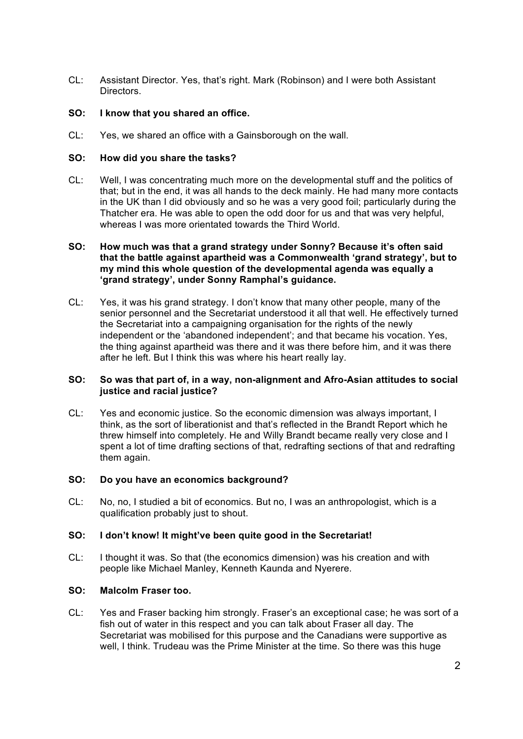CL: Assistant Director. Yes, that's right. Mark (Robinson) and I were both Assistant Directors.

**SO: I know that you shared an office.**

CL: Yes, we shared an office with a Gainsborough on the wall.

**SO: How did you share the tasks?**

CL: Well, I was concentrating much more on the developmental stuff and the politics of that; but in the end, it was all hands to the deck mainly. He had many more contacts in the UK than I did obviously and so he was a very good foil; particularly during the Thatcher era. He was able to open the odd door for us and that was very helpful, whereas I was more orientated towards the Third World.

**SO: How much was that a grand strategy under Sonny? Because it's often said that the battle against apartheid was a Commonwealth 'grand strategy', but to my mind this whole question of the developmental agenda was equally a 'grand strategy', under Sonny Ramphal's guidance.**

CL: Yes, it was his grand strategy. I don't know that many other people, many of the senior personnel and the Secretariat understood it all that well. He effectively turned the Secretariat into a campaigning organisation for the rights of the newly independent or the 'abandoned independent'; and that became his vocation. Yes, the thing against apartheid was there and it was there before him, and it was there after he left. But I think this was where his heart really lay.

**SO: So was that part of, in a way, non-alignment and Afro-Asian attitudes to social justice and racial justice?**

CL: Yes and economic justice. So the economic dimension was always important, I think, as the sort of liberationist and that's reflected in the Brandt Report which he threw himself into completely. He and Willy Brandt became really very close and I spent a lot of time drafting sections of that, redrafting sections of that and redrafting them again.

**SO: Do you have an economics background?**

CL: No, no, I studied a bit of economics. But no, I was an anthropologist, which is a qualification probably just to shout.

**SO: I don't know! It might've been quite good in the Secretariat!**

CL: I thought it was. So that (the economics dimension) was his creation and with people like Michael Manley, Kenneth Kaunda and Nyerere.

**SO: Malcolm Fraser too.**

CL: Yes and Fraser backing him strongly. Fraser's an exceptional case; he was sort of a fish out of water in this respect and you can talk about Fraser all day. The Secretariat was mobilised for this purpose and the Canadians were supportive as well, I think. Trudeau was the Prime Minister at the time. So there was this huge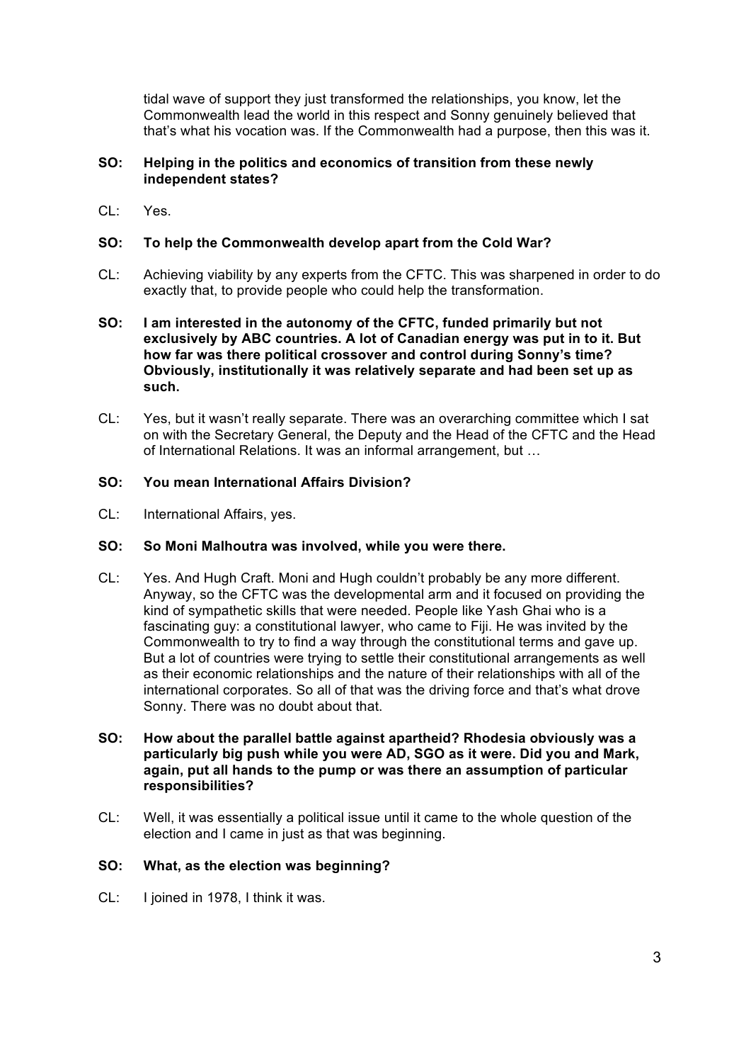tidal wave of support they just transformed the relationships, you know, let the Commonwealth lead the world in this respect and Sonny genuinely believed that that's what his vocation was. If the Commonwealth had a purpose, then this was it.

**SO: Helping in the politics and economics of transition from these newly independent states?**

CL: Yes.

**SO: To help the Commonwealth develop apart from the Cold War?**

CL: Achieving viability by any experts from the CFTC. This was sharpened in order to do exactly that, to provide people who could help the transformation.

**SO: I am interested in the autonomy of the CFTC, funded primarily but not exclusively by ABC countries. A lot of Canadian energy was put in to it. But how far was there political crossover and control during Sonny's time? Obviously, institutionally it was relatively separate and had been set up as such.**

CL: Yes, but it wasn't really separate. There was an overarching committee which I sat on with the Secretary General, the Deputy and the Head of the CFTC and the Head of International Relations. It was an informal arrangement, but …

**SO: You mean International Affairs Division?**

CL: International Affairs, yes.

**SO: So Moni Malhoutra was involved, while you were there.**

CL: Yes. And Hugh Craft. Moni and Hugh couldn't probably be any more different. Anyway, so the CFTC was the developmental arm and it focused on providing the kind of sympathetic skills that were needed. People like Yash Ghai who is a fascinating guy: a constitutional lawyer, who came to Fiji. He was invited by the Commonwealth to try to find a way through the constitutional terms and gave up. But a lot of countries were trying to settle their constitutional arrangements as well as their economic relationships and the nature of their relationships with all of the international corporates. So all of that was the driving force and that's what drove Sonny. There was no doubt about that.

**SO: How about the parallel battle against apartheid? Rhodesia obviously was a particularly big push while you were AD, SGO as it were. Did you and Mark, again, put all hands to the pump or was there an assumption of particular responsibilities?**

CL: Well, it was essentially a political issue until it came to the whole question of the election and I came in just as that was beginning.

**SO: What, as the election was beginning?**

CL: I joined in 1978, I think it was.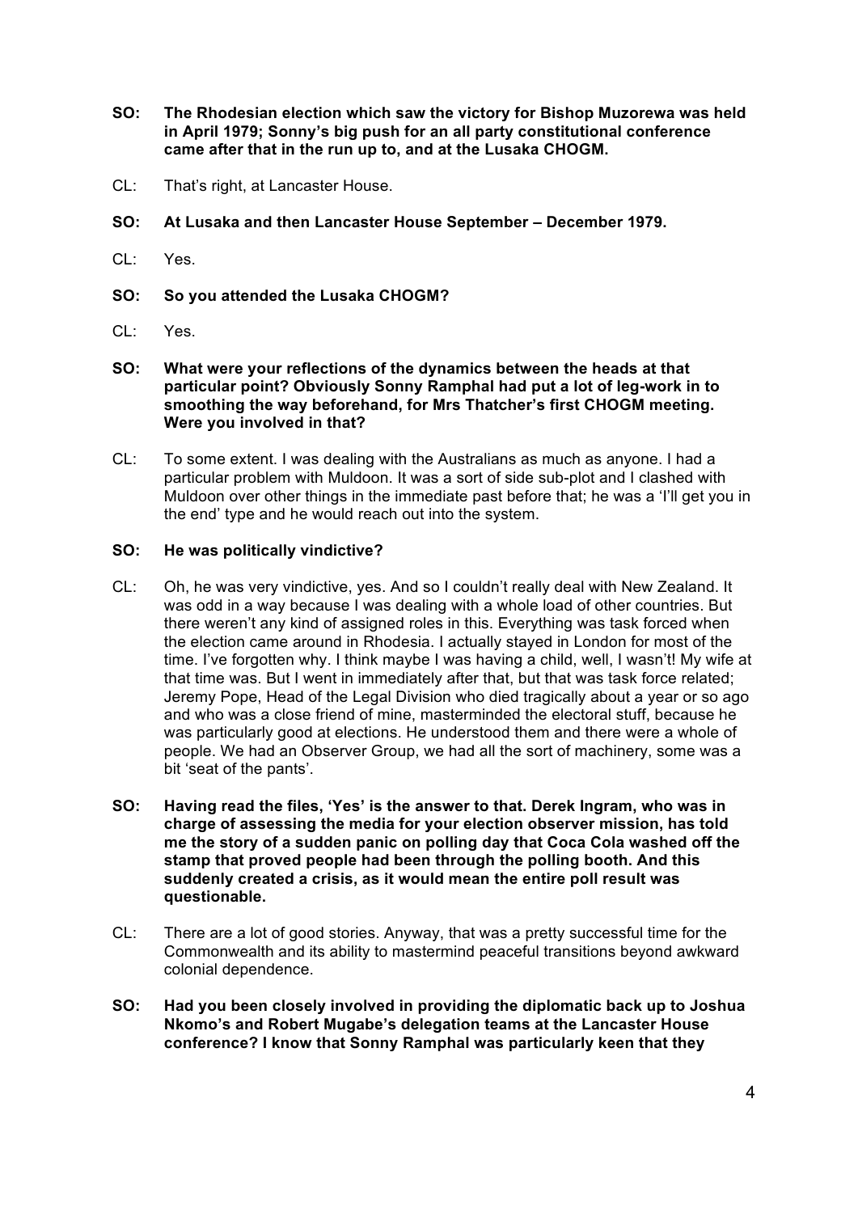**SO: The Rhodesian election which saw the victory for Bishop Muzorewa was held in April 1979; Sonny's big push for an all party constitutional conference came after that in the run up to, and at the Lusaka CHOGM.**

CL: That's right, at Lancaster House.

**SO: At Lusaka and then Lancaster House September – December 1979.**

CL: Yes.

**SO: So you attended the Lusaka CHOGM?**

CL: Yes.

**SO: What were your reflections of the dynamics between the heads at that particular point? Obviously Sonny Ramphal had put a lot of leg-work in to smoothing the way beforehand, for Mrs Thatcher's first CHOGM meeting. Were you involved in that?**

CL: To some extent. I was dealing with the Australians as much as anyone. I had a particular problem with Muldoon. It was a sort of side sub-plot and I clashed with Muldoon over other things in the immediate past before that; he was a 'I'll get you in the end' type and he would reach out into the system.

**SO: He was politically vindictive?**

CL: Oh, he was very vindictive, yes. And so I couldn't really deal with New Zealand. It was odd in a way because I was dealing with a whole load of other countries. But there weren't any kind of assigned roles in this. Everything was task forced when the election came around in Rhodesia. I actually stayed in London for most of the time. I've forgotten why. I think maybe I was having a child, well, I wasn't! My wife at that time was. But I went in immediately after that, but that was task force related; Jeremy Pope, Head of the Legal Division who died tragically about a year or so ago and who was a close friend of mine, masterminded the electoral stuff, because he was particularly good at elections. He understood them and there were a whole of people. We had an Observer Group, we had all the sort of machinery, some was a bit 'seat of the pants'.

**SO: Having read the files, 'Yes' is the answer to that. Derek Ingram, who was in charge of assessing the media for your election observer mission, has told me the story of a sudden panic on polling day that Coca Cola washed off the stamp that proved people had been through the polling booth. And this suddenly created a crisis, as it would mean the entire poll result was questionable.**

CL: There are a lot of good stories. Anyway, that was a pretty successful time for the Commonwealth and its ability to mastermind peaceful transitions beyond awkward colonial dependence.

**SO: Had you been closely involved in providing the diplomatic back up to Joshua Nkomo's and Robert Mugabe's delegation teams at the Lancaster House conference? I know that Sonny Ramphal was particularly keen that they**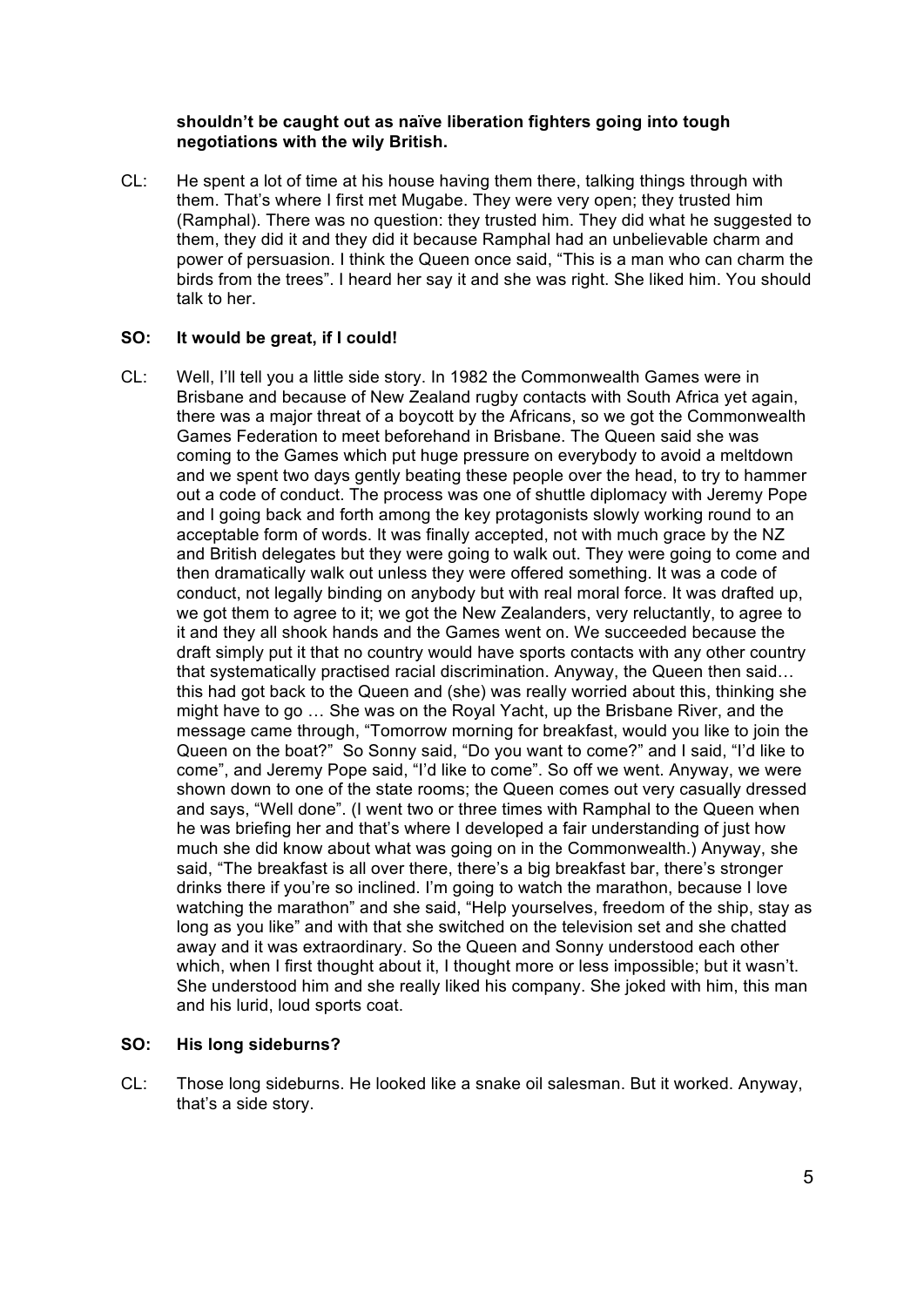**shouldn't be caught out as naïve liberation fighters going into tough negotiations with the wily British.**

CL: He spent a lot of time at his house having them there, talking things through with them. That's where I first met Mugabe. They were very open; they trusted him (Ramphal). There was no question: they trusted him. They did what he suggested to them, they did it and they did it because Ramphal had an unbelievable charm and power of persuasion. I think the Queen once said, "This is a man who can charm the birds from the trees". I heard her say it and she was right. She liked him. You should talk to her.

**SO: It would be great, if I could!**

CL: Well, I'll tell you a little side story. In 1982 the Commonwealth Games were in Brisbane and because of New Zealand rugby contacts with South Africa yet again, there was a major threat of a boycott by the Africans, so we got the Commonwealth Games Federation to meet beforehand in Brisbane. The Queen said she was coming to the Games which put huge pressure on everybody to avoid a meltdown and we spent two days gently beating these people over the head, to try to hammer out a code of conduct. The process was one of shuttle diplomacy with Jeremy Pope and I going back and forth among the key protagonists slowly working round to an acceptable form of words. It was finally accepted, not with much grace by the NZ and British delegates but they were going to walk out. They were going to come and then dramatically walk out unless they were offered something. It was a code of conduct, not legally binding on anybody but with real moral force. It was drafted up, we got them to agree to it; we got the New Zealanders, very reluctantly, to agree to it and they all shook hands and the Games went on. We succeeded because the draft simply put it that no country would have sports contacts with any other country that systematically practised racial discrimination. Anyway, the Queen then said… this had got back to the Queen and (she) was really worried about this, thinking she might have to go … She was on the Royal Yacht, up the Brisbane River, and the message came through, "Tomorrow morning for breakfast, would you like to join the Queen on the boat?" So Sonny said, "Do you want to come?" and I said, "I'd like to come", and Jeremy Pope said, "I'd like to come". So off we went. Anyway, we were shown down to one of the state rooms; the Queen comes out very casually dressed and says, "Well done". (I went two or three times with Ramphal to the Queen when he was briefing her and that's where I developed a fair understanding of just how much she did know about what was going on in the Commonwealth.) Anyway, she said, "The breakfast is all over there, there's a big breakfast bar, there's stronger drinks there if you're so inclined. I'm going to watch the marathon, because I love watching the marathon" and she said, "Help yourselves, freedom of the ship, stay as long as you like" and with that she switched on the television set and she chatted away and it was extraordinary. So the Queen and Sonny understood each other which, when I first thought about it, I thought more or less impossible; but it wasn't. She understood him and she really liked his company. She joked with him, this man and his lurid, loud sports coat.

**SO: His long sideburns?**

CL: Those long sideburns. He looked like a snake oil salesman. But it worked. Anyway, that's a side story.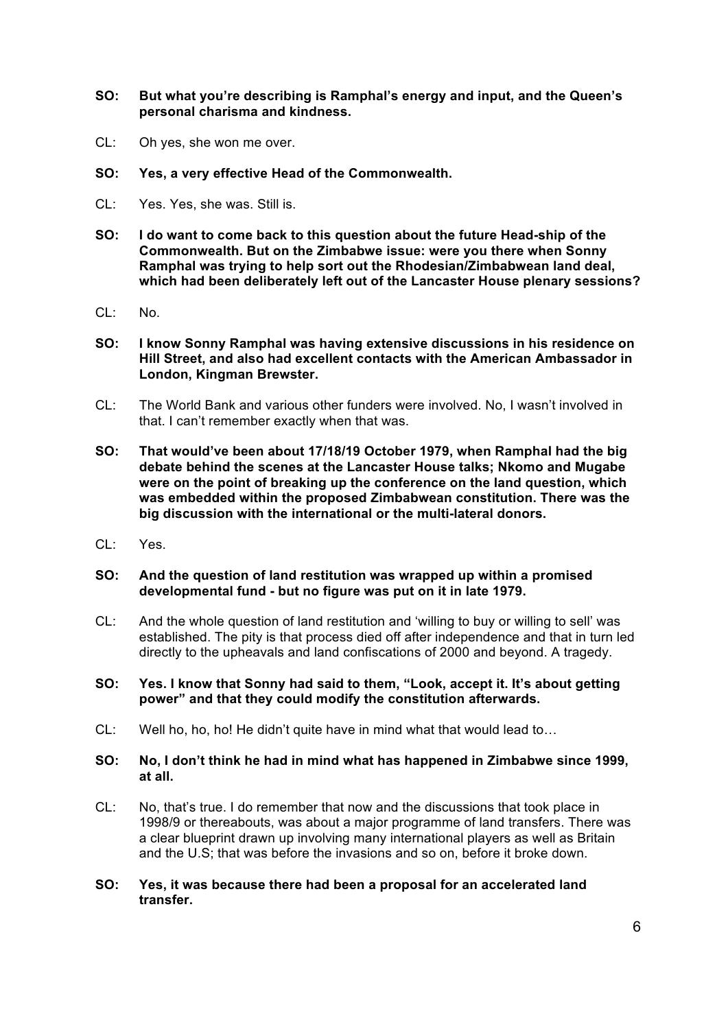**SO: But what you're describing is Ramphal's energy and input, and the Queen's personal charisma and kindness.**

CL: Oh yes, she won me over.

**SO: Yes, a very effective Head of the Commonwealth.**

CL: Yes. Yes, she was. Still is.

**SO: I do want to come back to this question about the future Head-ship of the Commonwealth. But on the Zimbabwe issue: were you there when Sonny Ramphal was trying to help sort out the Rhodesian/Zimbabwean land deal, which had been deliberately left out of the Lancaster House plenary sessions?**

CL: No.

**SO: I know Sonny Ramphal was having extensive discussions in his residence on Hill Street, and also had excellent contacts with the American Ambassador in London, Kingman Brewster.**

CL: The World Bank and various other funders were involved. No, I wasn't involved in that. I can't remember exactly when that was.

**SO: That would've been about 17/18/19 October 1979, when Ramphal had the big debate behind the scenes at the Lancaster House talks; Nkomo and Mugabe were on the point of breaking up the conference on the land question, which was embedded within the proposed Zimbabwean constitution. There was the big discussion with the international or the multi-lateral donors.**

CL: Yes.

**SO: And the question of land restitution was wrapped up within a promised developmental fund - but no figure was put on it in late 1979.**

CL: And the whole question of land restitution and 'willing to buy or willing to sell' was established. The pity is that process died off after independence and that in turn led directly to the upheavals and land confiscations of 2000 and beyond. A tragedy.

**SO: Yes. I know that Sonny had said to them, "Look, accept it. It's about getting power" and that they could modify the constitution afterwards.**

CL: Well ho, ho, ho! He didn't quite have in mind what that would lead to…

**SO: No, I don't think he had in mind what has happened in Zimbabwe since 1999, at all.**

CL: No, that's true. I do remember that now and the discussions that took place in 1998/9 or thereabouts, was about a major programme of land transfers. There was a clear blueprint drawn up involving many international players as well as Britain and the U.S; that was before the invasions and so on, before it broke down.

**SO: Yes, it was because there had been a proposal for an accelerated land transfer.**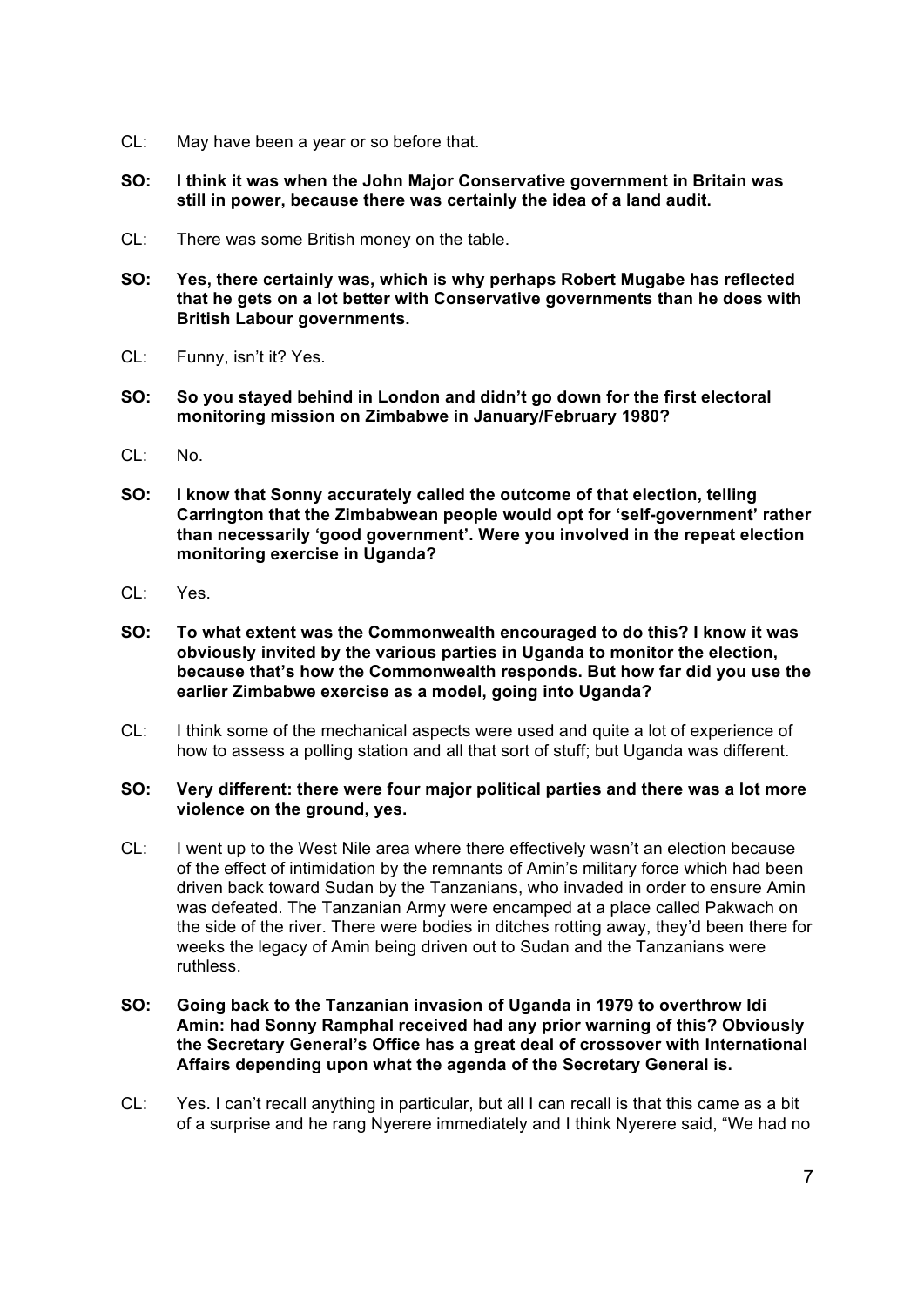CL: May have been a year or so before that.

**SO: I think it was when the John Major Conservative government in Britain was still in power, because there was certainly the idea of a land audit.**

CL: There was some British money on the table.

**SO: Yes, there certainly was, which is why perhaps Robert Mugabe has reflected that he gets on a lot better with Conservative governments than he does with British Labour governments.**

CL: Funny, isn't it? Yes.

**SO: So you stayed behind in London and didn't go down for the first electoral monitoring mission on Zimbabwe in January/February 1980?**

CL: No.

**SO: I know that Sonny accurately called the outcome of that election, telling Carrington that the Zimbabwean people would opt for 'self-government' rather than necessarily 'good government'. Were you involved in the repeat election monitoring exercise in Uganda?**

CL: Yes.

**SO: To what extent was the Commonwealth encouraged to do this? I know it was obviously invited by the various parties in Uganda to monitor the election, because that's how the Commonwealth responds. But how far did you use the earlier Zimbabwe exercise as a model, going into Uganda?**

CL: I think some of the mechanical aspects were used and quite a lot of experience of how to assess a polling station and all that sort of stuff; but Uganda was different.

**SO: Very different: there were four major political parties and there was a lot more violence on the ground, yes.**

CL: I went up to the West Nile area where there effectively wasn't an election because of the effect of intimidation by the remnants of Amin's military force which had been driven back toward Sudan by the Tanzanians, who invaded in order to ensure Amin was defeated. The Tanzanian Army were encamped at a place called Pakwach on the side of the river. There were bodies in ditches rotting away, they'd been there for weeks the legacy of Amin being driven out to Sudan and the Tanzanians were ruthless.

**SO: Going back to the Tanzanian invasion of Uganda in 1979 to overthrow Idi Amin: had Sonny Ramphal received had any prior warning of this? Obviously the Secretary General's Office has a great deal of crossover with International Affairs depending upon what the agenda of the Secretary General is.**

CL: Yes. I can't recall anything in particular, but all I can recall is that this came as a bit of a surprise and he rang Nyerere immediately and I think Nyerere said, "We had no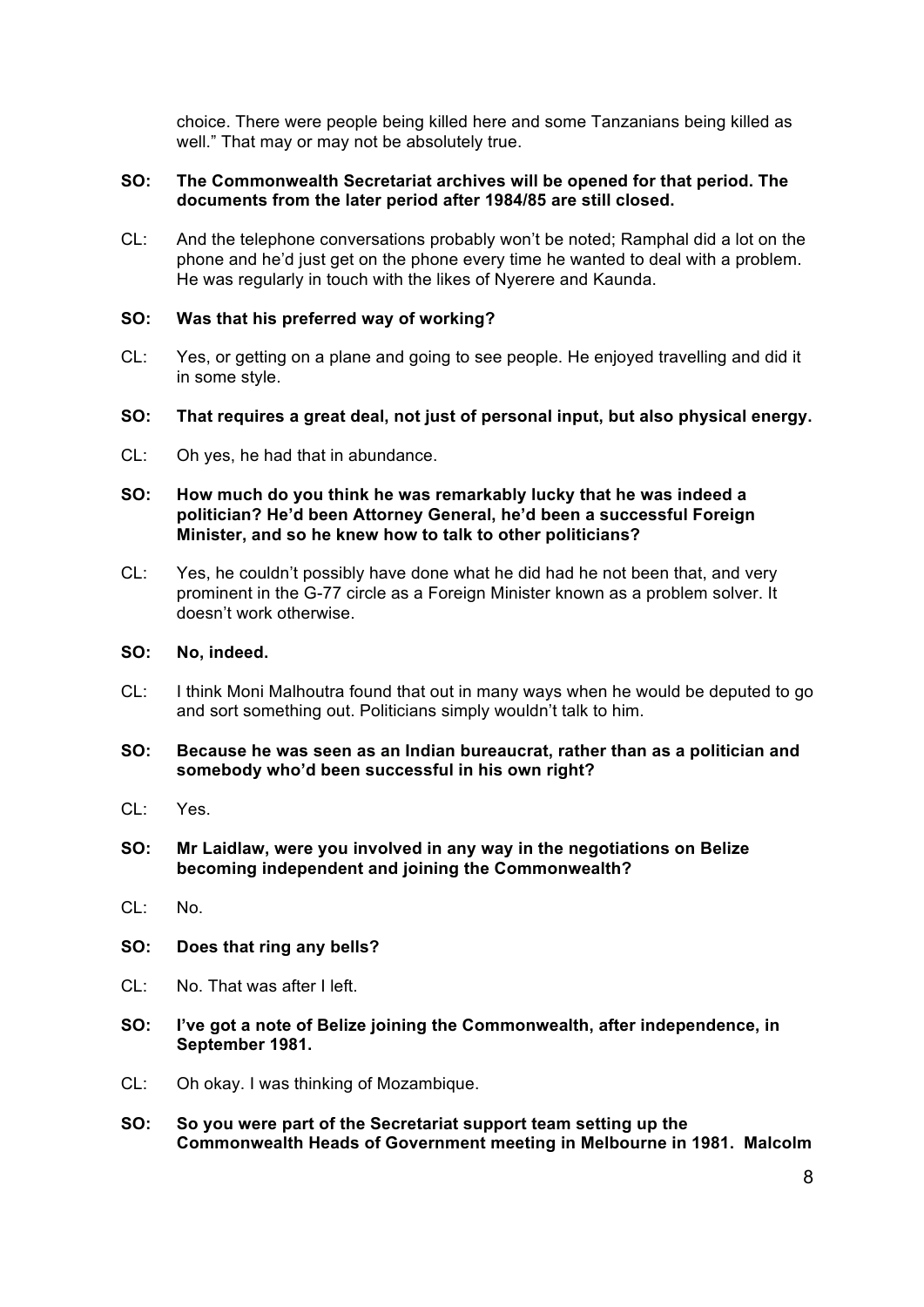choice. There were people being killed here and some Tanzanians being killed as well." That may or may not be absolutely true.

**SO: The Commonwealth Secretariat archives will be opened for that period. The documents from the later period after 1984/85 are still closed.**

CL: And the telephone conversations probably won't be noted; Ramphal did a lot on the phone and he'd just get on the phone every time he wanted to deal with a problem. He was regularly in touch with the likes of Nyerere and Kaunda.

**SO: Was that his preferred way of working?**

CL: Yes, or getting on a plane and going to see people. He enjoyed travelling and did it in some style.

**SO: That requires a great deal, not just of personal input, but also physical energy.**

CL: Oh yes, he had that in abundance.

**SO: How much do you think he was remarkably lucky that he was indeed a politician? He'd been Attorney General, he'd been a successful Foreign Minister, and so he knew how to talk to other politicians?**

CL: Yes, he couldn't possibly have done what he did had he not been that, and very prominent in the G-77 circle as a Foreign Minister known as a problem solver. It doesn't work otherwise.

**SO: No, indeed.**

CL: I think Moni Malhoutra found that out in many ways when he would be deputed to go and sort something out. Politicians simply wouldn't talk to him.

**SO: Because he was seen as an Indian bureaucrat, rather than as a politician and somebody who'd been successful in his own right?**

CL: Yes.

**SO: Mr Laidlaw, were you involved in any way in the negotiations on Belize becoming independent and joining the Commonwealth?**

CL: No.

**SO: Does that ring any bells?**

CL: No. That was after I left.

**SO: I've got a note of Belize joining the Commonwealth, after independence, in September 1981.**

CL: Oh okay. I was thinking of Mozambique.

**SO: So you were part of the Secretariat support team setting up the Commonwealth Heads of Government meeting in Melbourne in 1981. Malcolm**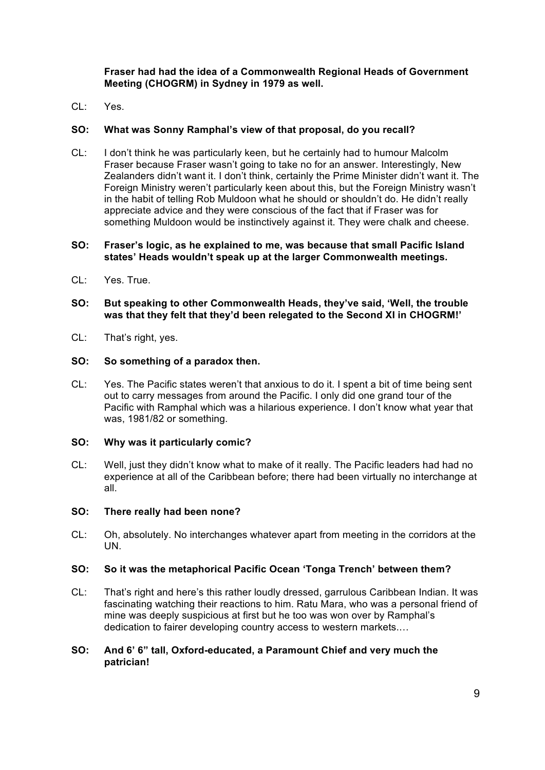**Fraser had had the idea of a Commonwealth Regional Heads of Government Meeting (CHOGRM) in Sydney in 1979 as well.**

CL: Yes.

**SO: What was Sonny Ramphal's view of that proposal, do you recall?**

CL: I don't think he was particularly keen, but he certainly had to humour Malcolm Fraser because Fraser wasn't going to take no for an answer. Interestingly, New Zealanders didn't want it. I don't think, certainly the Prime Minister didn't want it. The Foreign Ministry weren't particularly keen about this, but the Foreign Ministry wasn't in the habit of telling Rob Muldoon what he should or shouldn't do. He didn't really appreciate advice and they were conscious of the fact that if Fraser was for something Muldoon would be instinctively against it. They were chalk and cheese.

**SO: Fraser's logic, as he explained to me, was because that small Pacific Island states' Heads wouldn't speak up at the larger Commonwealth meetings.**

CL: Yes. True.

**SO: But speaking to other Commonwealth Heads, they've said, 'Well, the trouble was that they felt that they'd been relegated to the Second XI in CHOGRM!'**

CL: That's right, yes.

**SO: So something of a paradox then.**

CL: Yes. The Pacific states weren't that anxious to do it. I spent a bit of time being sent out to carry messages from around the Pacific. I only did one grand tour of the Pacific with Ramphal which was a hilarious experience. I don't know what year that was, 1981/82 or something.

**SO: Why was it particularly comic?**

CL: Well, just they didn't know what to make of it really. The Pacific leaders had had no experience at all of the Caribbean before; there had been virtually no interchange at all.

**SO: There really had been none?**

CL: Oh, absolutely. No interchanges whatever apart from meeting in the corridors at the UN.

**SO: So it was the metaphorical Pacific Ocean 'Tonga Trench' between them?**

CL: That's right and here's this rather loudly dressed, garrulous Caribbean Indian. It was fascinating watching their reactions to him. Ratu Mara, who was a personal friend of mine was deeply suspicious at first but he too was won over by Ramphal's dedication to fairer developing country access to western markets.…

**SO: And 6' 6" tall, Oxford-educated, a Paramount Chief and very much the patrician!**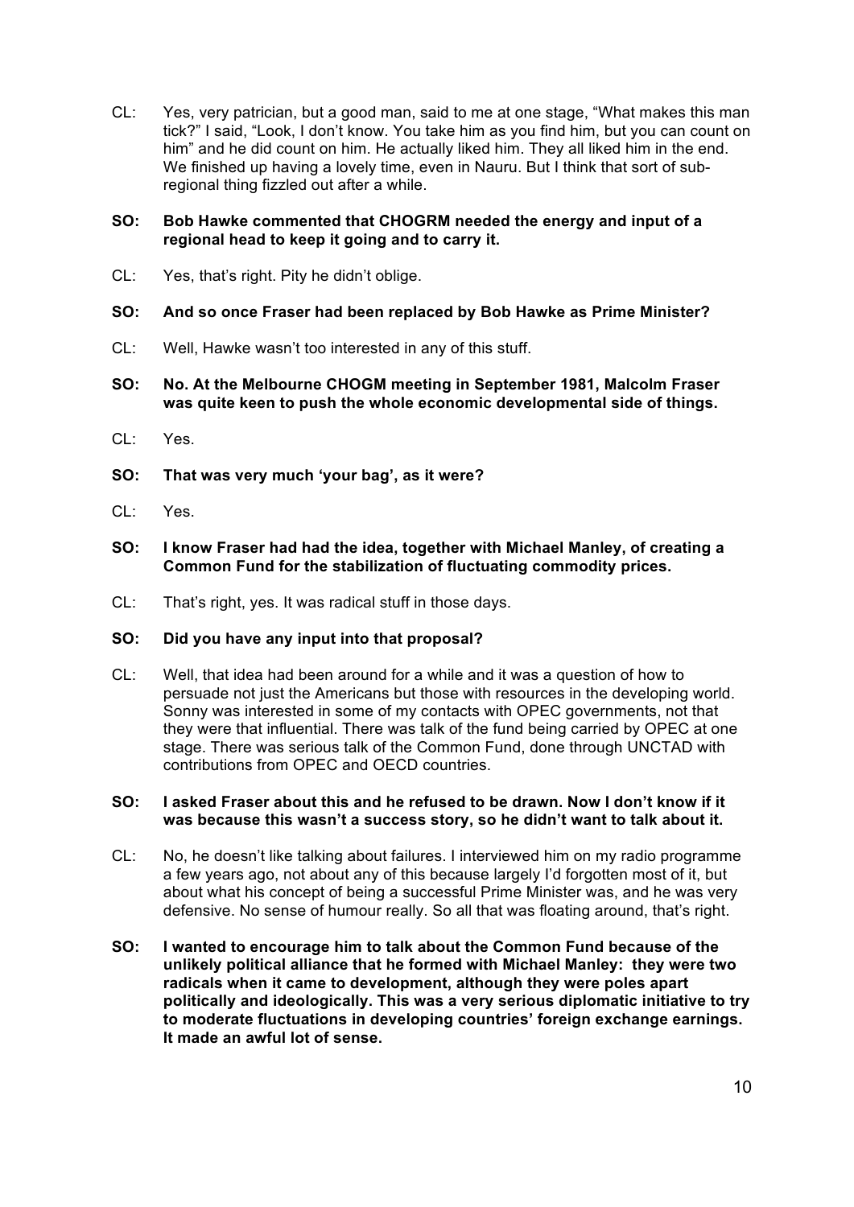CL: Yes, very patrician, but a good man, said to me at one stage, "What makes this man tick?" I said, "Look, I don't know. You take him as you find him, but you can count on him" and he did count on him. He actually liked him. They all liked him in the end. We finished up having a lovely time, even in Nauru. But I think that sort of sub-regional thing fizzled out after a while.

**SO: Bob Hawke commented that CHOGRM needed the energy and input of a regional head to keep it going and to carry it.**

CL: Yes, that's right. Pity he didn't oblige.

**SO: And so once Fraser had been replaced by Bob Hawke as Prime Minister?**

CL: Well, Hawke wasn't too interested in any of this stuff.

**SO: No. At the Melbourne CHOGM meeting in September 1981, Malcolm Fraser was quite keen to push the whole economic developmental side of things.**

CL: Yes.

**SO: That was very much 'your bag', as it were?**

CL: Yes.

**SO: I know Fraser had had the idea, together with Michael Manley, of creating a Common Fund for the stabilization of fluctuating commodity prices.**

CL: That's right, yes. It was radical stuff in those days.

**SO: Did you have any input into that proposal?**

CL: Well, that idea had been around for a while and it was a question of how to persuade not just the Americans but those with resources in the developing world. Sonny was interested in some of my contacts with OPEC governments, not that they were that influential. There was talk of the fund being carried by OPEC at one stage. There was serious talk of the Common Fund, done through UNCTAD with contributions from OPEC and OECD countries.

**SO: I asked Fraser about this and he refused to be drawn. Now I don't know if it was because this wasn't a success story, so he didn't want to talk about it.**

CL: No, he doesn't like talking about failures. I interviewed him on my radio programme a few years ago, not about any of this because largely I'd forgotten most of it, but about what his concept of being a successful Prime Minister was, and he was very defensive. No sense of humour really. So all that was floating around, that's right.

**SO: I wanted to encourage him to talk about the Common Fund because of the unlikely political alliance that he formed with Michael Manley: they were two radicals when it came to development, although they were poles apart politically and ideologically. This was a very serious diplomatic initiative to try to moderate fluctuations in developing countries' foreign exchange earnings. It made an awful lot of sense.**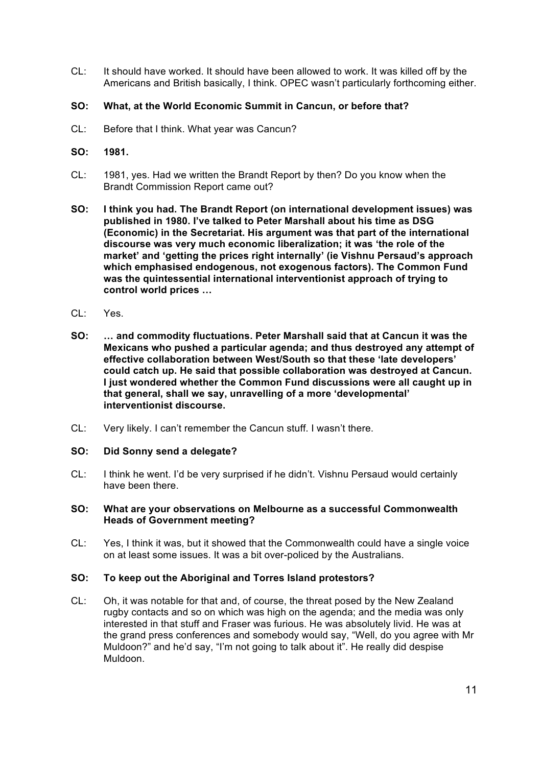CL: It should have worked. It should have been allowed to work. It was killed off by the Americans and British basically, I think. OPEC wasn't particularly forthcoming either.

**SO: What, at the World Economic Summit in Cancun, or before that?**

CL: Before that I think. What year was Cancun?

**SO: 1981.**

CL: 1981, yes. Had we written the Brandt Report by then? Do you know when the Brandt Commission Report came out?

**SO: I think you had. The Brandt Report (on international development issues) was published in 1980. I've talked to Peter Marshall about his time as DSG (Economic) in the Secretariat. His argument was that part of the international discourse was very much economic liberalization; it was 'the role of the market' and 'getting the prices right internally' (ie Vishnu Persaud's approach which emphasised endogenous, not exogenous factors). The Common Fund was the quintessential international interventionist approach of trying to control world prices …**

CL: Yes.

**SO: … and commodity fluctuations. Peter Marshall said that at Cancun it was the Mexicans who pushed a particular agenda; and thus destroyed any attempt of effective collaboration between West/South so that these 'late developers' could catch up. He said that possible collaboration was destroyed at Cancun. I just wondered whether the Common Fund discussions were all caught up in that general, shall we say, unravelling of a more 'developmental' interventionist discourse.**

CL: Very likely. I can't remember the Cancun stuff. I wasn't there.

**SO: Did Sonny send a delegate?**

CL: I think he went. I'd be very surprised if he didn't. Vishnu Persaud would certainly have been there.

**SO: What are your observations on Melbourne as a successful Commonwealth Heads of Government meeting?**

CL: Yes, I think it was, but it showed that the Commonwealth could have a single voice on at least some issues. It was a bit over-policed by the Australians.

**SO: To keep out the Aboriginal and Torres Island protestors?**

CL: Oh, it was notable for that and, of course, the threat posed by the New Zealand rugby contacts and so on which was high on the agenda; and the media was only interested in that stuff and Fraser was furious. He was absolutely livid. He was at the grand press conferences and somebody would say, "Well, do you agree with Mr Muldoon?" and he'd say, "I'm not going to talk about it". He really did despise Muldoon.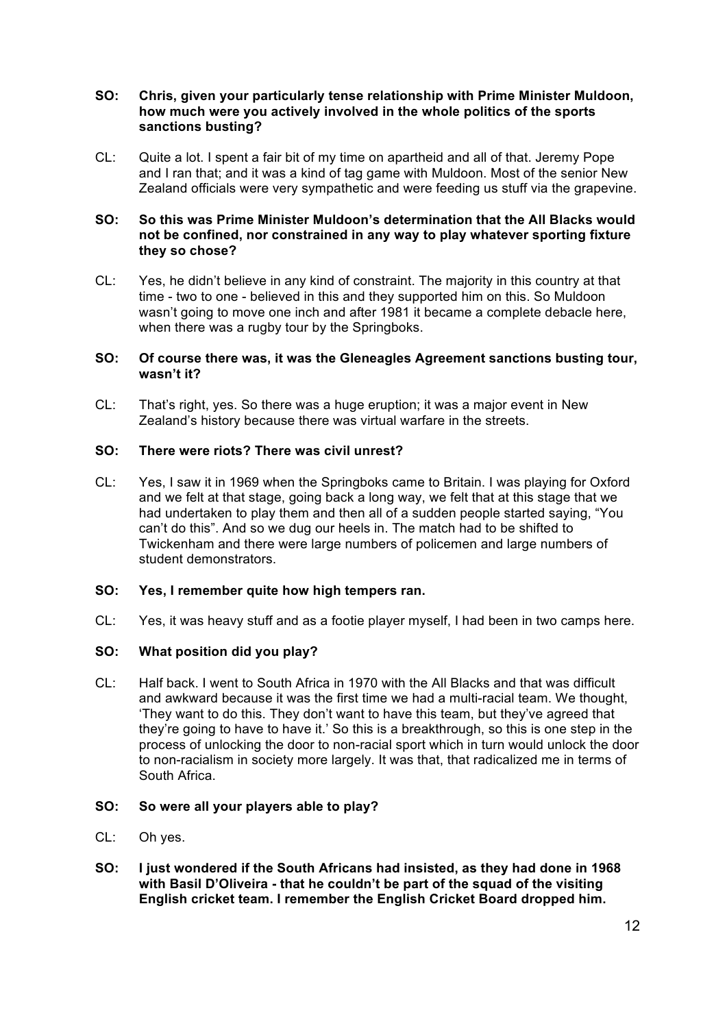**SO: Chris, given your particularly tense relationship with Prime Minister Muldoon, how much were you actively involved in the whole politics of the sports sanctions busting?**

CL: Quite a lot. I spent a fair bit of my time on apartheid and all of that. Jeremy Pope and I ran that; and it was a kind of tag game with Muldoon. Most of the senior New Zealand officials were very sympathetic and were feeding us stuff via the grapevine.

**SO: So this was Prime Minister Muldoon's determination that the All Blacks would not be confined, nor constrained in any way to play whatever sporting fixture they so chose?**

CL: Yes, he didn't believe in any kind of constraint. The majority in this country at that time - two to one - believed in this and they supported him on this. So Muldoon wasn't going to move one inch and after 1981 it became a complete debacle here, when there was a rugby tour by the Springboks.

**SO: Of course there was, it was the Gleneagles Agreement sanctions busting tour, wasn't it?**

CL: That's right, yes. So there was a huge eruption; it was a major event in New Zealand's history because there was virtual warfare in the streets.

**SO: There were riots? There was civil unrest?**

CL: Yes, I saw it in 1969 when the Springboks came to Britain. I was playing for Oxford and we felt at that stage, going back a long way, we felt at this stage that we had undertaken to play them and then all of a sudden people started saying, "You can't do this". And so we dug our heels in. The match had to be shifted to Twickenham and there were large numbers of policemen and large numbers of student demonstrators.

**SO: Yes, I remember quite how high tempers ran.**

CL: Yes, it was heavy stuff and as a footie player myself, I had been in two camps here.

**SO: What position did you play?**

CL: Half back. I went to South Africa in 1970 with the All Blacks and that was difficult and awkward because it was the first time we had a multi-racial team. We thought, 'They want to do this. They don't want to have this team, but they've agreed that they're going to have to have it.' So this is a breakthrough, so this is one step in the process of unlocking the door to non-racial sport which in turn would unlock the door to non-racialism in society more largely. It was that, that radicalized me in terms of South Africa.

**SO: So were all your players able to play?**

CL: Oh yes.

**SO: I just wondered if the South Africans had insisted, as they had done in 1968 with Basil D'Oliveira - that he couldn't be part of the squad of the visiting English cricket team. I remember the English Cricket Board dropped him.**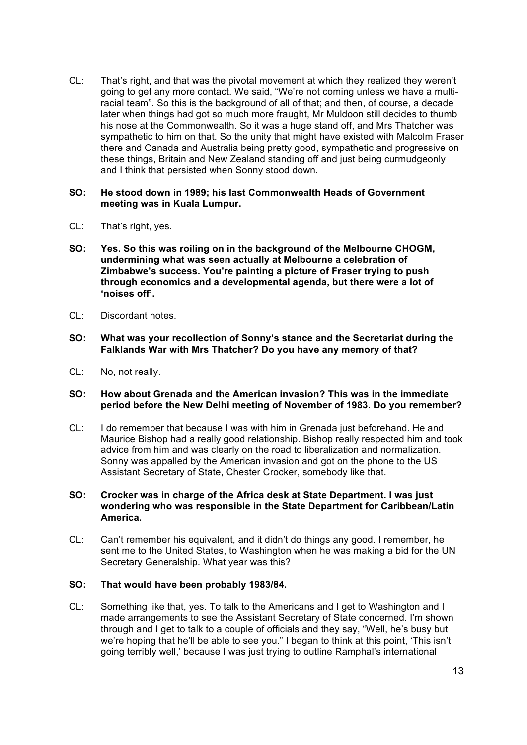CL: That's right, and that was the pivotal movement at which they realized they weren't going to get any more contact. We said, "We're not coming unless we have a multi-racial team". So this is the background of all of that; and then, of course, a decade later when things had got so much more fraught, Mr Muldoon still decides to thumb his nose at the Commonwealth. So it was a huge stand off, and Mrs Thatcher was sympathetic to him on that. So the unity that might have existed with Malcolm Fraser there and Canada and Australia being pretty good, sympathetic and progressive on these things, Britain and New Zealand standing off and just being curmudgeonly and I think that persisted when Sonny stood down.

**SO: He stood down in 1989; his last Commonwealth Heads of Government meeting was in Kuala Lumpur.**

CL: That's right, yes.

**SO: Yes. So this was roiling on in the background of the Melbourne CHOGM, undermining what was seen actually at Melbourne a celebration of Zimbabwe's success. You're painting a picture of Fraser trying to push through economics and a developmental agenda, but there were a lot of 'noises off'.**

CL: Discordant notes.

**SO: What was your recollection of Sonny's stance and the Secretariat during the Falklands War with Mrs Thatcher? Do you have any memory of that?**

CL: No, not really.

**SO: How about Grenada and the American invasion? This was in the immediate period before the New Delhi meeting of November of 1983. Do you remember?**

CL: I do remember that because I was with him in Grenada just beforehand. He and Maurice Bishop had a really good relationship. Bishop really respected him and took advice from him and was clearly on the road to liberalization and normalization. Sonny was appalled by the American invasion and got on the phone to the US Assistant Secretary of State, Chester Crocker, somebody like that.

**SO: Crocker was in charge of the Africa desk at State Department. I was just wondering who was responsible in the State Department for Caribbean/Latin America.**

CL: Can't remember his equivalent, and it didn't do things any good. I remember, he sent me to the United States, to Washington when he was making a bid for the UN Secretary Generalship. What year was this?

**SO: That would have been probably 1983/84.**

CL: Something like that, yes. To talk to the Americans and I get to Washington and I made arrangements to see the Assistant Secretary of State concerned. I'm shown through and I get to talk to a couple of officials and they say, "Well, he's busy but we're hoping that he'll be able to see you." I began to think at this point, 'This isn't going terribly well,' because I was just trying to outline Ramphal's international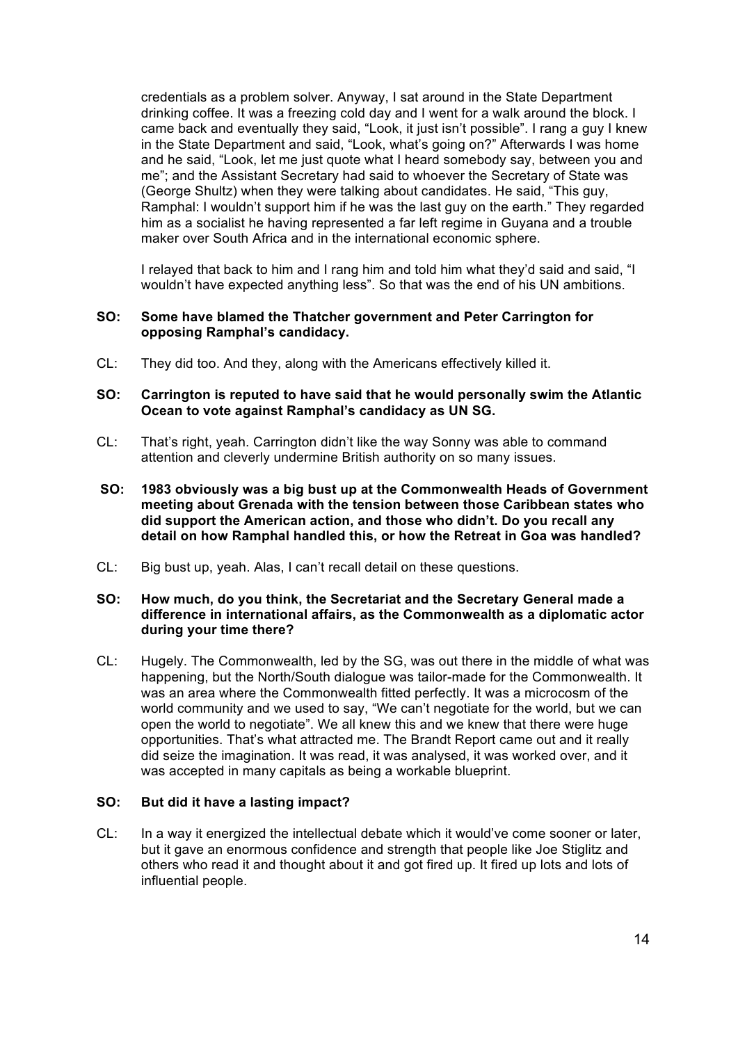credentials as a problem solver. Anyway, I sat around in the State Department drinking coffee. It was a freezing cold day and I went for a walk around the block. I came back and eventually they said, "Look, it just isn't possible". I rang a guy I knew in the State Department and said, "Look, what's going on?" Afterwards I was home and he said, "Look, let me just quote what I heard somebody say, between you and me"; and the Assistant Secretary had said to whoever the Secretary of State was (George Shultz) when they were talking about candidates. He said, "This guy, Ramphal: I wouldn't support him if he was the last guy on the earth." They regarded him as a socialist he having represented a far left regime in Guyana and a trouble maker over South Africa and in the international economic sphere.

I relayed that back to him and I rang him and told him what they'd said and said, "I wouldn't have expected anything less". So that was the end of his UN ambitions.

**SO: Some have blamed the Thatcher government and Peter Carrington for opposing Ramphal's candidacy.**

CL: They did too. And they, along with the Americans effectively killed it.

**SO: Carrington is reputed to have said that he would personally swim the Atlantic Ocean to vote against Ramphal's candidacy as UN SG.**

CL: That's right, yeah. Carrington didn't like the way Sonny was able to command attention and cleverly undermine British authority on so many issues.

**SO: 1983 obviously was a big bust up at the Commonwealth Heads of Government meeting about Grenada with the tension between those Caribbean states who did support the American action, and those who didn't. Do you recall any detail on how Ramphal handled this, or how the Retreat in Goa was handled?**

CL: Big bust up, yeah. Alas, I can't recall detail on these questions.

**SO: How much, do you think, the Secretariat and the Secretary General made a difference in international affairs, as the Commonwealth as a diplomatic actor during your time there?**

CL: Hugely. The Commonwealth, led by the SG, was out there in the middle of what was happening, but the North/South dialogue was tailor-made for the Commonwealth. It was an area where the Commonwealth fitted perfectly. It was a microcosm of the world community and we used to say, "We can't negotiate for the world, but we can open the world to negotiate". We all knew this and we knew that there were huge opportunities. That's what attracted me. The Brandt Report came out and it really did seize the imagination. It was read, it was analysed, it was worked over, and it was accepted in many capitals as being a workable blueprint.

**SO: But did it have a lasting impact?**

CL: In a way it energized the intellectual debate which it would've come sooner or later, but it gave an enormous confidence and strength that people like Joe Stiglitz and others who read it and thought about it and got fired up. It fired up lots and lots of influential people.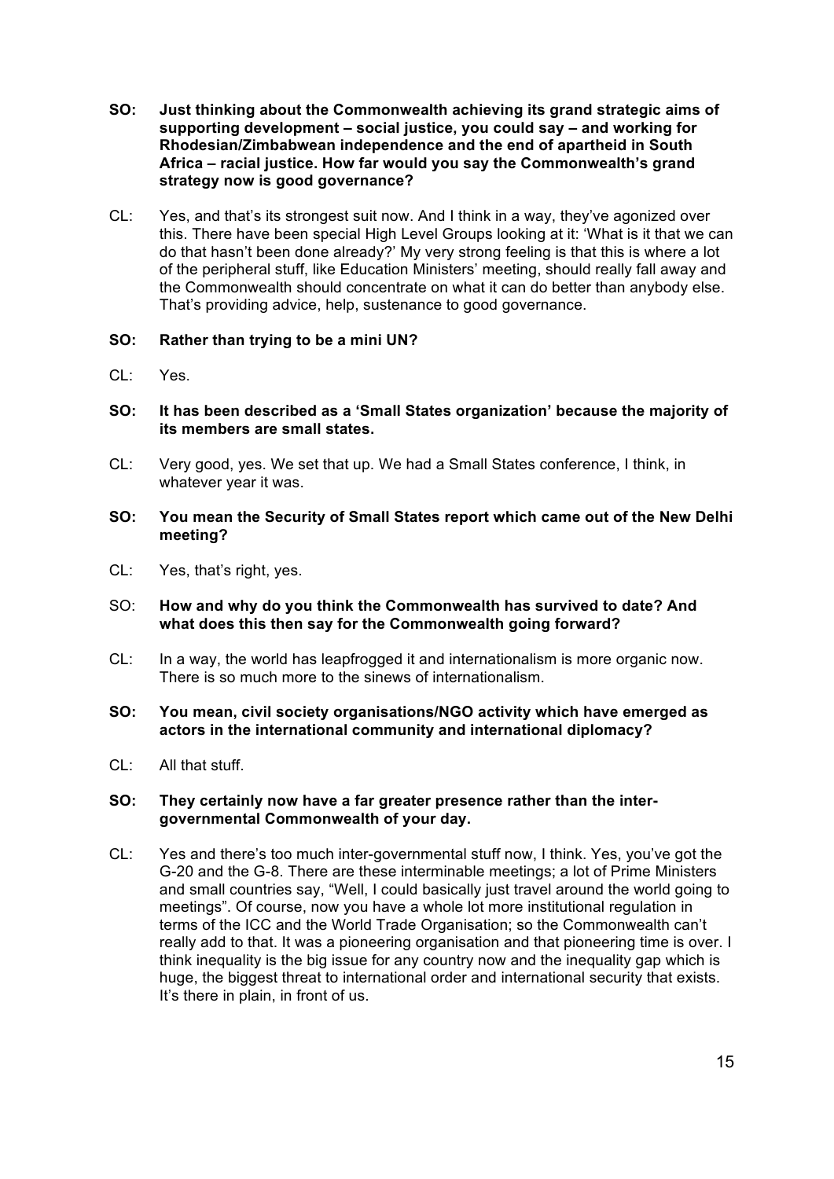**SO: Just thinking about the Commonwealth achieving its grand strategic aims of supporting development – social justice, you could say – and working for Rhodesian/Zimbabwean independence and the end of apartheid in South Africa – racial justice. How far would you say the Commonwealth's grand strategy now is good governance?**

CL: Yes, and that's its strongest suit now. And I think in a way, they've agonized over this. There have been special High Level Groups looking at it: 'What is it that we can do that hasn't been done already?' My very strong feeling is that this is where a lot of the peripheral stuff, like Education Ministers' meeting, should really fall away and the Commonwealth should concentrate on what it can do better than anybody else. That's providing advice, help, sustenance to good governance.

**SO: Rather than trying to be a mini UN?**

CL: Yes.

**SO: It has been described as a 'Small States organization' because the majority of its members are small states.**

CL: Very good, yes. We set that up. We had a Small States conference, I think, in whatever year it was.

**SO: You mean the Security of Small States report which came out of the New Delhi meeting?**

CL: Yes, that's right, yes.

SO: **How and why do you think the Commonwealth has survived to date? And what does this then say for the Commonwealth going forward?**

CL: In a way, the world has leapfrogged it and internationalism is more organic now. There is so much more to the sinews of internationalism.

**SO: You mean, civil society organisations/NGO activity which have emerged as actors in the international community and international diplomacy?**

CL: All that stuff.

**SO: They certainly now have a far greater presence rather than the inter-governmental Commonwealth of your day.**

CL: Yes and there's too much inter-governmental stuff now, I think. Yes, you've got the G-20 and the G-8. There are these interminable meetings; a lot of Prime Ministers and small countries say, "Well, I could basically just travel around the world going to meetings". Of course, now you have a whole lot more institutional regulation in terms of the ICC and the World Trade Organisation; so the Commonwealth can't really add to that. It was a pioneering organisation and that pioneering time is over. I think inequality is the big issue for any country now and the inequality gap which is huge, the biggest threat to international order and international security that exists. It's there in plain, in front of us.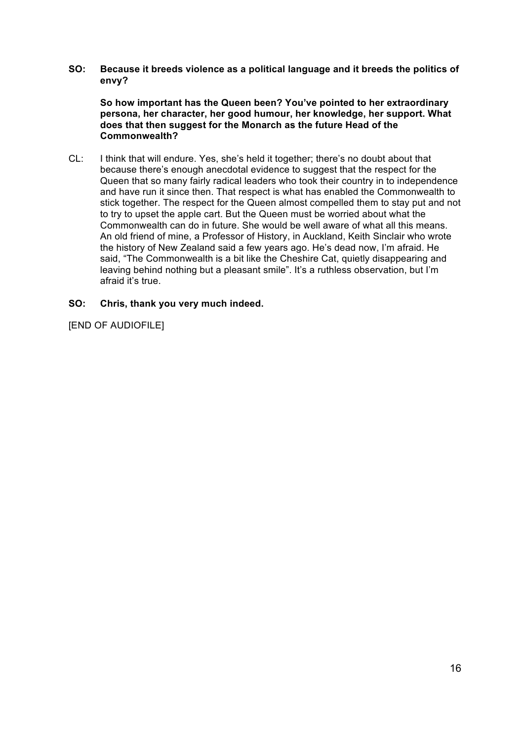**SO: Because it breeds violence as a political language and it breeds the politics of envy?**

**So how important has the Queen been? You've pointed to her extraordinary persona, her character, her good humour, her knowledge, her support. What does that then suggest for the Monarch as the future Head of the Commonwealth?**

CL: I think that will endure. Yes, she's held it together; there's no doubt about that because there's enough anecdotal evidence to suggest that the respect for the Queen that so many fairly radical leaders who took their country in to independence and have run it since then. That respect is what has enabled the Commonwealth to stick together. The respect for the Queen almost compelled them to stay put and not to try to upset the apple cart. But the Queen must be worried about what the Commonwealth can do in future. She would be well aware of what all this means. An old friend of mine, a Professor of History, in Auckland, Keith Sinclair who wrote the history of New Zealand said a few years ago. He's dead now, I'm afraid. He said, "The Commonwealth is a bit like the Cheshire Cat, quietly disappearing and leaving behind nothing but a pleasant smile". It's a ruthless observation, but I'm afraid it's true.

**SO: Chris, thank you very much indeed.**

[END OF AUDIOFILE]